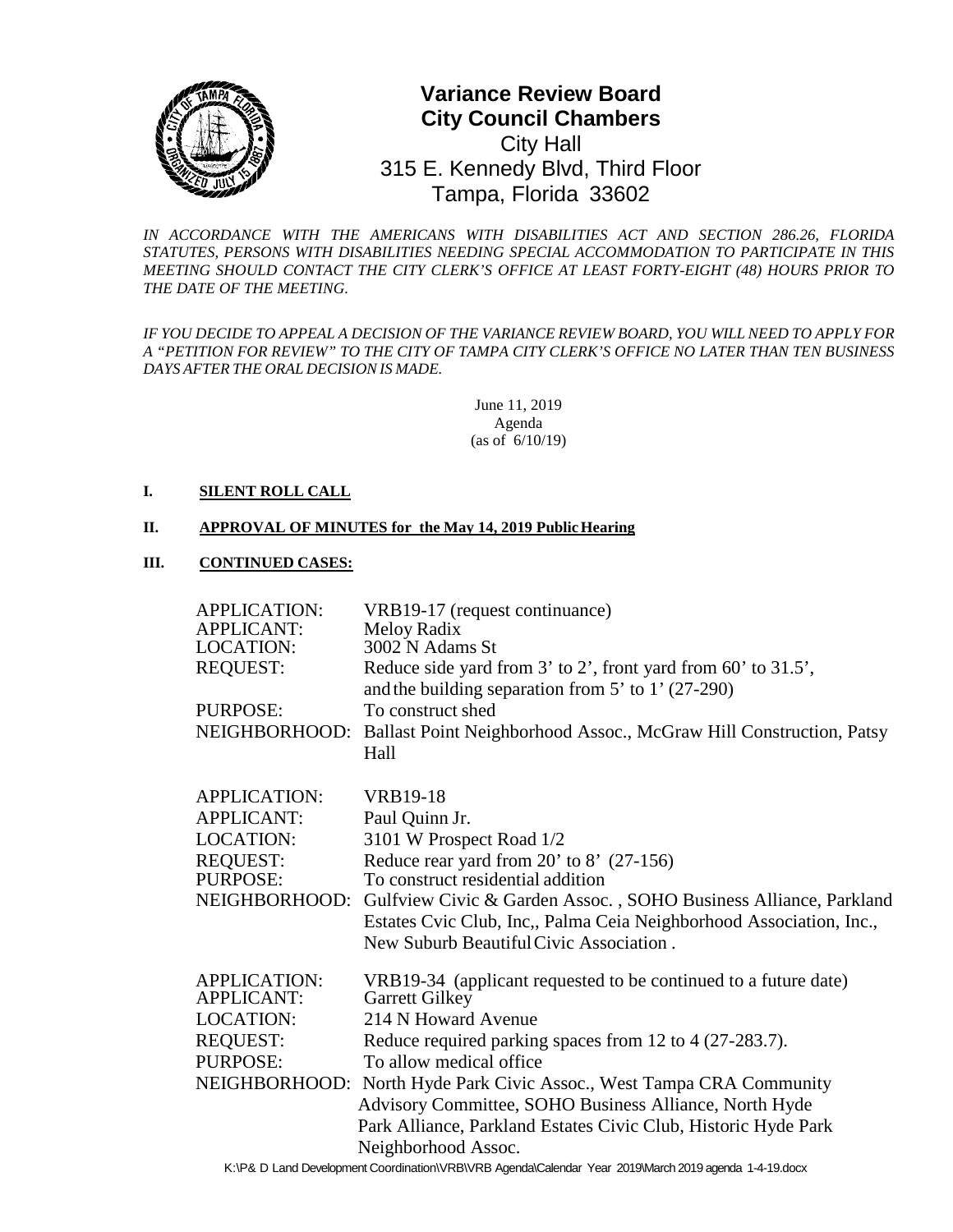# Variance Review Board
## City Council Chambers

City Hall
315 E. Kennedy Blvd, Third Floor
Tampa, Florida 33602

*IN ACCORDANCE WITH THE AMERICANS WITH DISABILITIES ACT AND SECTION 286.26, FLORIDA STATUTES, PERSONS WITH DISABILITIES NEEDING SPECIAL ACCOMMODATION TO PARTICIPATE IN THIS MEETING SHOULD CONTACT THE CITY CLERK'S OFFICE AT LEAST FORTY-EIGHT (48) HOURS PRIOR TO THE DATE OF THE MEETING.*

*IF YOU DECIDE TO APPEAL A DECISION OF THE VARIANCE REVIEW BOARD, YOU WILL NEED TO APPLY FOR A "PETITION FOR REVIEW" TO THE CITY OF TAMPA CITY CLERK'S OFFICE NO LATER THAN TEN BUSINESS DAYS AFTER THE ORAL DECISION IS MADE.*

June 11, 2019
Agenda
(as of 6/10/19)

**I. SILENT ROLL CALL**

**II. APPROVAL OF MINUTES for the May 14, 2019 Public Hearing**

**III. CONTINUED CASES:**

APPLICATION: VRB19-17 (request continuance)
APPLICANT: Meloy Radix
LOCATION: 3002 N Adams St
REQUEST: Reduce side yard from 3' to 2', front yard from 60' to 31.5', and the building separation from 5' to 1' (27-290)
PURPOSE: To construct shed
NEIGHBORHOOD: Ballast Point Neighborhood Assoc., McGraw Hill Construction, Patsy Hall

APPLICATION: VRB19-18
APPLICANT: Paul Quinn Jr.
LOCATION: 3101 W Prospect Road 1/2
REQUEST: Reduce rear yard from 20' to 8' (27-156)
PURPOSE: To construct residential addition
NEIGHBORHOOD: Gulfview Civic & Garden Assoc. , SOHO Business Alliance, Parkland Estates Cvic Club, Inc,, Palma Ceia Neighborhood Association, Inc., New Suburb Beautiful Civic Association .

APPLICATION: VRB19-34 (applicant requested to be continued to a future date)
APPLICANT: Garrett Gilkey
LOCATION: 214 N Howard Avenue
REQUEST: Reduce required parking spaces from 12 to 4 (27-283.7).
PURPOSE: To allow medical office
NEIGHBORHOOD: North Hyde Park Civic Assoc., West Tampa CRA Community Advisory Committee, SOHO Business Alliance, North Hyde Park Alliance, Parkland Estates Civic Club, Historic Hyde Park Neighborhood Assoc.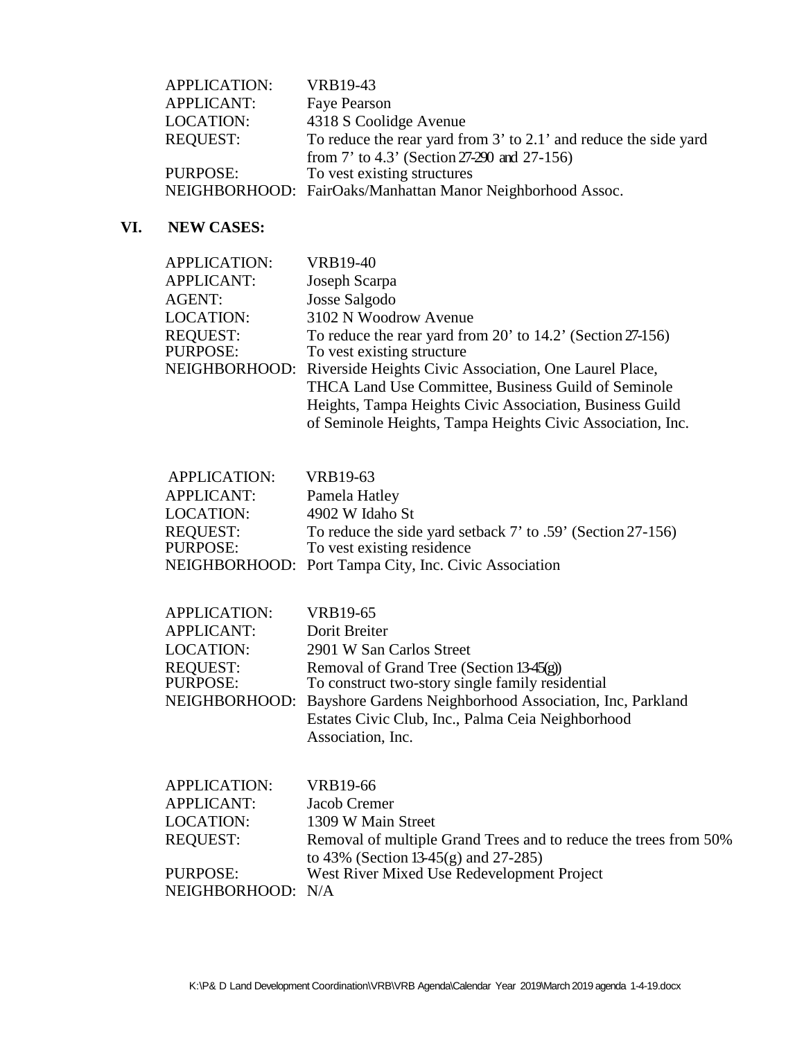| | |
|---|---|
| APPLICATION: | VRB19-43 |
| APPLICANT: | Faye Pearson |
| LOCATION: | 4318 S Coolidge Avenue |
| REQUEST: | To reduce the rear yard from 3' to 2.1' and reduce the side yard from 7' to 4.3' (Section 27-290 and 27-156) |
| PURPOSE: | To vest existing structures |
| NEIGHBORHOOD: | FairOaks/Manhattan Manor Neighborhood Assoc. |

## VI. NEW CASES:

| | |
|---|---|
| APPLICATION: | VRB19-40 |
| APPLICANT: | Joseph Scarpa |
| AGENT: | Josse Salgodo |
| LOCATION: | 3102 N Woodrow Avenue |
| REQUEST: | To reduce the rear yard from 20' to 14.2' (Section 27-156) |
| PURPOSE: | To vest existing structure |
| NEIGHBORHOOD: | Riverside Heights Civic Association, One Laurel Place, THCA Land Use Committee, Business Guild of Seminole Heights, Tampa Heights Civic Association, Business Guild of Seminole Heights, Tampa Heights Civic Association, Inc. |

| | |
|---|---|
| APPLICATION: | VRB19-63 |
| APPLICANT: | Pamela Hatley |
| LOCATION: | 4902 W Idaho St |
| REQUEST: | To reduce the side yard setback 7' to .59' (Section 27-156) |
| PURPOSE: | To vest existing residence |
| NEIGHBORHOOD: | Port Tampa City, Inc. Civic Association |

| | |
|---|---|
| APPLICATION: | VRB19-65 |
| APPLICANT: | Dorit Breiter |
| LOCATION: | 2901 W San Carlos Street |
| REQUEST: | Removal of Grand Tree (Section 13-45(g)) |
| PURPOSE: | To construct two-story single family residential |
| NEIGHBORHOOD: | Bayshore Gardens Neighborhood Association, Inc, Parkland Estates Civic Club, Inc., Palma Ceia Neighborhood Association, Inc. |

| | |
|---|---|
| APPLICATION: | VRB19-66 |
| APPLICANT: | Jacob Cremer |
| LOCATION: | 1309 W Main Street |
| REQUEST: | Removal of multiple Grand Trees and to reduce the trees from 50% to 43% (Section 13-45(g) and 27-285) |
| PURPOSE: | West River Mixed Use Redevelopment Project |
| NEIGHBORHOOD: | N/A |

K:\P& D Land Development Coordination\VRB\VRB Agenda\Calendar Year 2019\March 2019 agenda 1-4-19.docx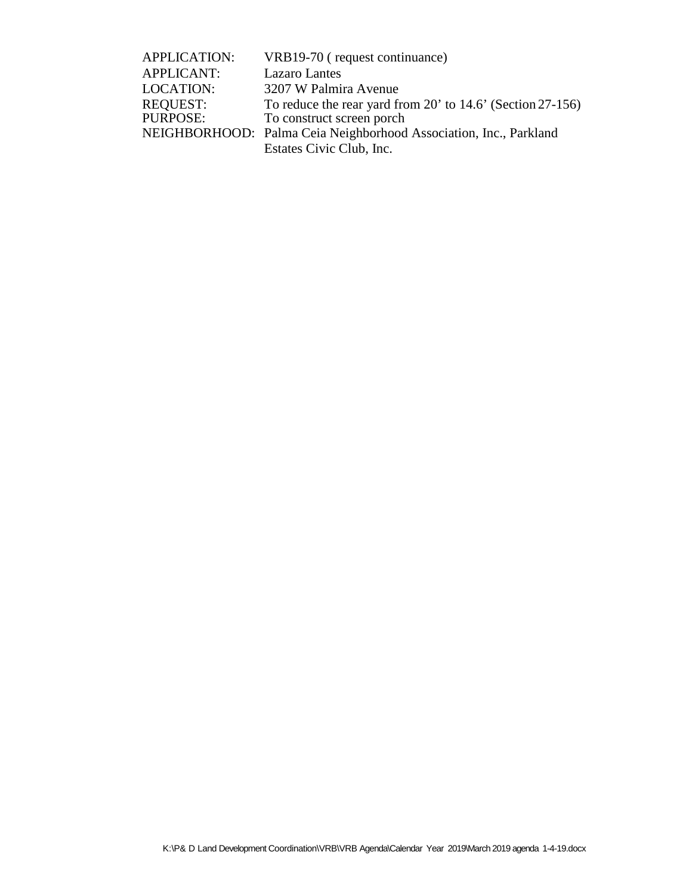| | |
|---|---|
| APPLICATION: | VRB19-70 ( request continuance) |
| APPLICANT: | Lazaro Lantes |
| LOCATION: | 3207 W Palmira Avenue |
| REQUEST: | To reduce the rear yard from 20' to 14.6' (Section 27-156) |
| PURPOSE: | To construct screen porch |
| NEIGHBORHOOD: | Palma Ceia Neighborhood Association, Inc., Parkland Estates Civic Club, Inc. |

K:\P& D Land Development Coordination\VRB\VRB Agenda\Calendar Year 2019\March 2019 agenda 1-4-19.docx